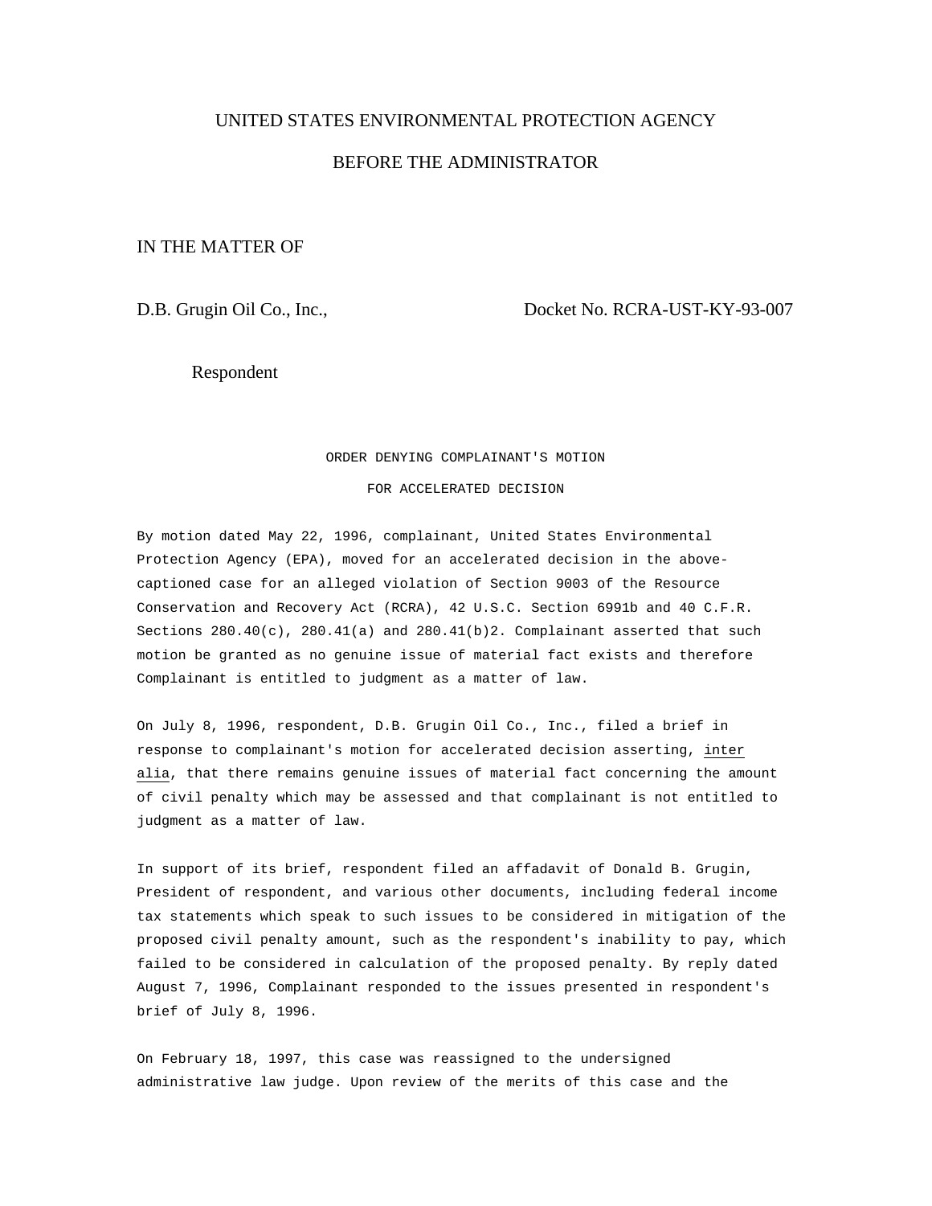UNITED STATES ENVIRONMENTAL PROTECTION AGENCY

BEFORE THE ADMINISTRATOR

IN THE MATTER OF

D.B. Grugin Oil Co., Inc., Docket No. RCRA-UST-KY-93-007

Respondent

ORDER DENYING COMPLAINANT'S MOTION

FOR ACCELERATED DECISION

By motion dated May 22, 1996, complainant, United States Environmental Protection Agency (EPA), moved for an accelerated decision in the above-captioned case for an alleged violation of Section 9003 of the Resource Conservation and Recovery Act (RCRA), 42 U.S.C. Section 6991b and 40 C.F.R. Sections 280.40(c), 280.41(a) and 280.41(b)2. Complainant asserted that such motion be granted as no genuine issue of material fact exists and therefore Complainant is entitled to judgment as a matter of law.

On July 8, 1996, respondent, D.B. Grugin Oil Co., Inc., filed a brief in response to complainant's motion for accelerated decision asserting, *inter alia*, that there remains genuine issues of material fact concerning the amount of civil penalty which may be assessed and that complainant is not entitled to judgment as a matter of law.

In support of its brief, respondent filed an affadavit of Donald B. Grugin, President of respondent, and various other documents, including federal income tax statements which speak to such issues to be considered in mitigation of the proposed civil penalty amount, such as the respondent's inability to pay, which failed to be considered in calculation of the proposed penalty. By reply dated August 7, 1996, Complainant responded to the issues presented in respondent's brief of July 8, 1996.

On February 18, 1997, this case was reassigned to the undersigned administrative law judge. Upon review of the merits of this case and the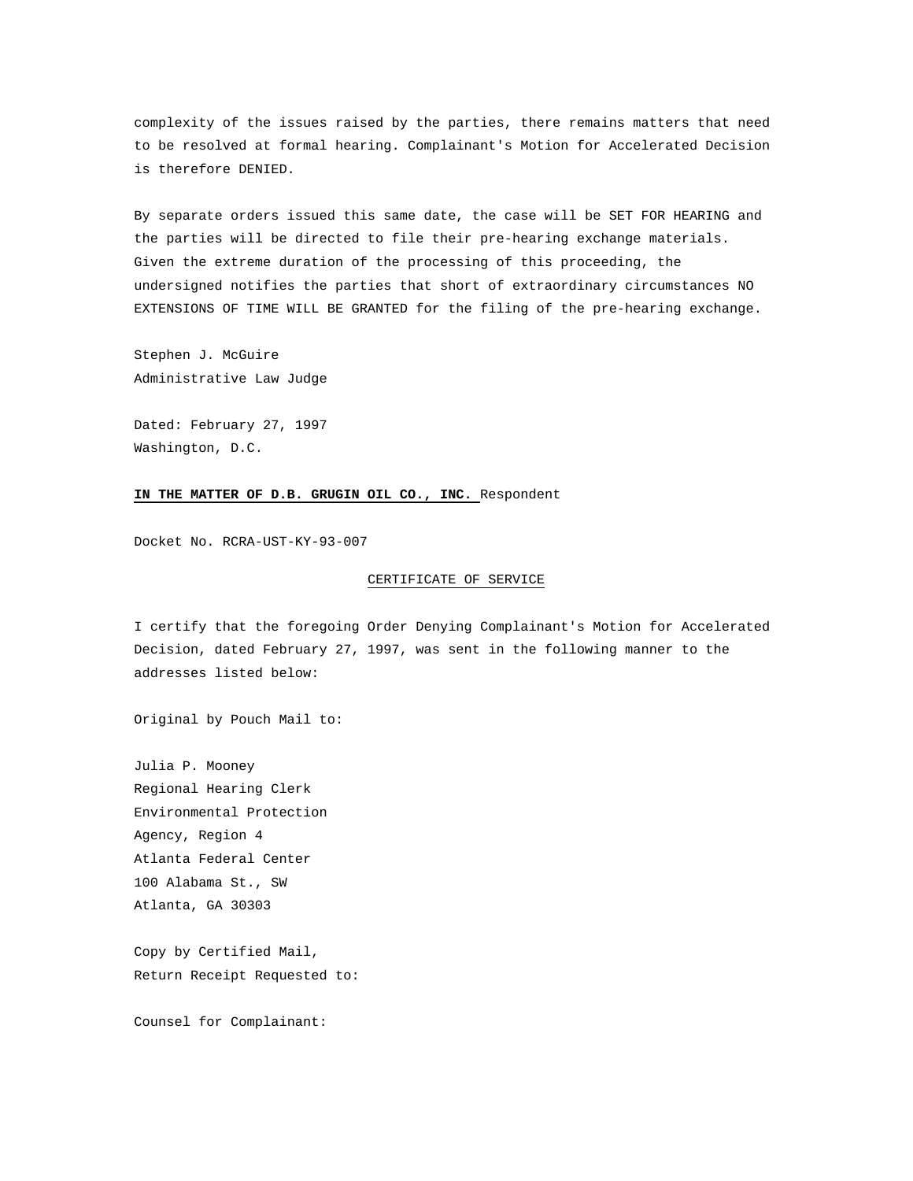complexity of the issues raised by the parties, there remains matters that need to be resolved at formal hearing. Complainant's Motion for Accelerated Decision is therefore DENIED.

By separate orders issued this same date, the case will be SET FOR HEARING and the parties will be directed to file their pre-hearing exchange materials. Given the extreme duration of the processing of this proceeding, the undersigned notifies the parties that short of extraordinary circumstances NO EXTENSIONS OF TIME WILL BE GRANTED for the filing of the pre-hearing exchange.

Stephen J. McGuire
Administrative Law Judge

Dated: February 27, 1997
Washington, D.C.

**IN THE MATTER OF D.B. GRUGIN OIL CO., INC.** Respondent

Docket No. RCRA-UST-KY-93-007

CERTIFICATE OF SERVICE

I certify that the foregoing Order Denying Complainant's Motion for Accelerated Decision, dated February 27, 1997, was sent in the following manner to the addresses listed below:

Original by Pouch Mail to:

Julia P. Mooney
Regional Hearing Clerk
Environmental Protection
Agency, Region 4
Atlanta Federal Center
100 Alabama St., SW
Atlanta, GA 30303

Copy by Certified Mail,
Return Receipt Requested to:

Counsel for Complainant: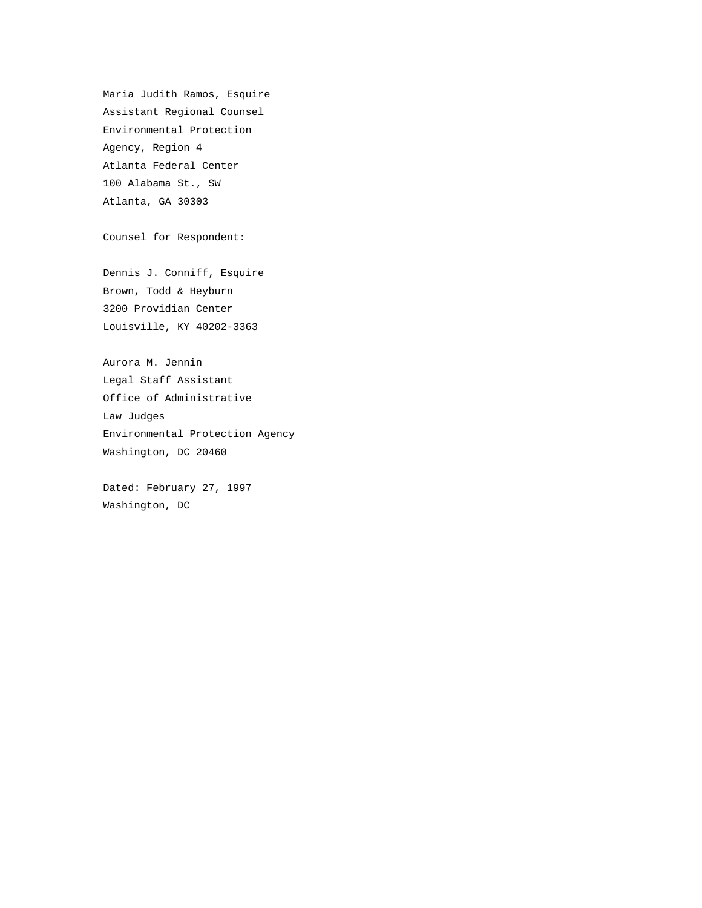Maria Judith Ramos, Esquire
Assistant Regional Counsel
Environmental Protection
Agency, Region 4
Atlanta Federal Center
100 Alabama St., SW
Atlanta, GA 30303

Counsel for Respondent:

Dennis J. Conniff, Esquire
Brown, Todd & Heyburn
3200 Providian Center
Louisville, KY 40202-3363

Aurora M. Jennin
Legal Staff Assistant
Office of Administrative
Law Judges
Environmental Protection Agency
Washington, DC 20460

Dated: February 27, 1997
Washington, DC